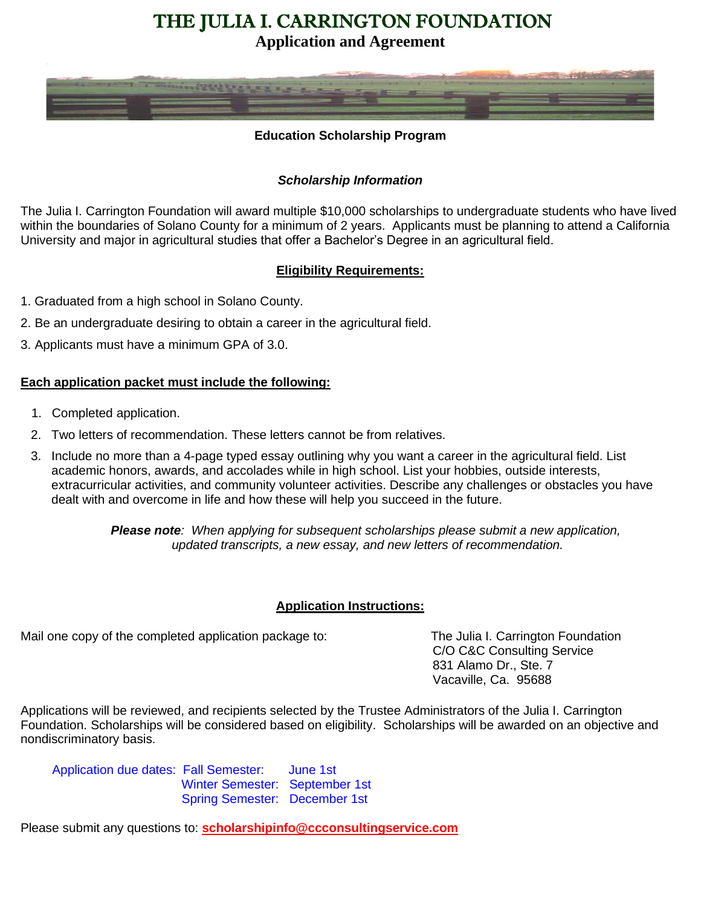# THE JULIA I. CARRINGTON FOUNDATION

## Application and Agreement

**Education Scholarship Program**

***Scholarship Information***

The Julia I. Carrington Foundation will award multiple $10,000 scholarships to undergraduate students who have lived within the boundaries of Solano County for a minimum of 2 years. Applicants must be planning to attend a California University and major in agricultural studies that offer a Bachelor's Degree in an agricultural field.

**Eligibility Requirements:**

1. Graduated from a high school in Solano County.
2. Be an undergraduate desiring to obtain a career in the agricultural field.
3. Applicants must have a minimum GPA of 3.0.

**Each application packet must include the following:**

1. Completed application.
2. Two letters of recommendation. These letters cannot be from relatives.
3. Include no more than a 4-page typed essay outlining why you want a career in the agricultural field. List academic honors, awards, and accolades while in high school. List your hobbies, outside interests, extracurricular activities, and community volunteer activities. Describe any challenges or obstacles you have dealt with and overcome in life and how these will help you succeed in the future.

***Please note**: When applying for subsequent scholarships please submit a new application, updated transcripts, a new essay, and new letters of recommendation.*

**Application Instructions:**

Mail one copy of the completed application package to:

The Julia I. Carrington Foundation
C/O C&C Consulting Service
831 Alamo Dr., Ste. 7
Vacaville, Ca. 95688

Applications will be reviewed, and recipients selected by the Trustee Administrators of the Julia I. Carrington Foundation. Scholarships will be considered based on eligibility. Scholarships will be awarded on an objective and nondiscriminatory basis.

Application due dates:
- Fall Semester: June 1st
- Winter Semester: September 1st
- Spring Semester: December 1st

Please submit any questions to: **scholarshipinfo@ccconsultingservice.com**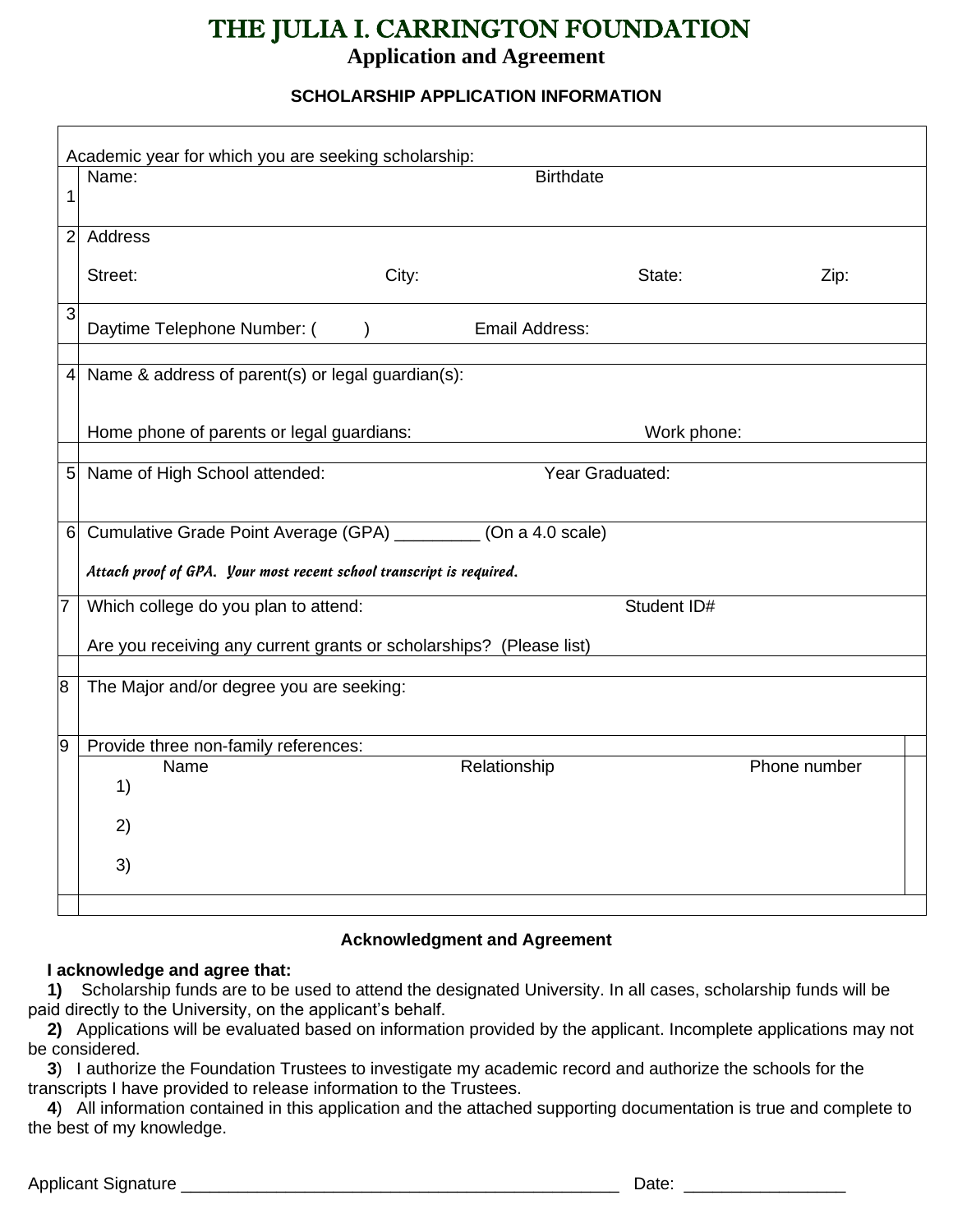# THE JULIA I. CARRINGTON FOUNDATION

## Application and Agreement

### SCHOLARSHIP APPLICATION INFORMATION

| | |
|---|---|
| | Academic year for which you are seeking scholarship: |
| 1 | Name: Birthdate |
| 2 | Address<br><br>Street: City: State: Zip: |
| 3 | Daytime Telephone Number: ( ) Email Address: |
| | |
| 4 | Name & address of parent(s) or legal guardian(s):<br><br>Home phone of parents or legal guardians: Work phone: |
| | |
| 5 | Name of High School attended: Year Graduated: |
| 6 | Cumulative Grade Point Average (GPA) _________ (On a 4.0 scale)<br><br>*Attach proof of GPA. Your most recent school transcript is required.* |
| 7 | Which college do you plan to attend: Student ID#<br><br>Are you receiving any current grants or scholarships? (Please list) |
| | |
| 8 | The Major and/or degree you are seeking: |
| 9 | Provide three non-family references: |

| | Name | Relationship | Phone number |
|---|---|---|---|
| 1) | | | |
| 2) | | | |
| 3) | | | |

### Acknowledgment and Agreement

**I acknowledge and agree that:**

**1)** Scholarship funds are to be used to attend the designated University. In all cases, scholarship funds will be paid directly to the University, on the applicant's behalf.

**2)** Applications will be evaluated based on information provided by the applicant. Incomplete applications may not be considered.

**3**) I authorize the Foundation Trustees to investigate my academic record and authorize the schools for the transcripts I have provided to release information to the Trustees.

**4**) All information contained in this application and the attached supporting documentation is true and complete to the best of my knowledge.

Applicant Signature ________________________________________________ Date: _________________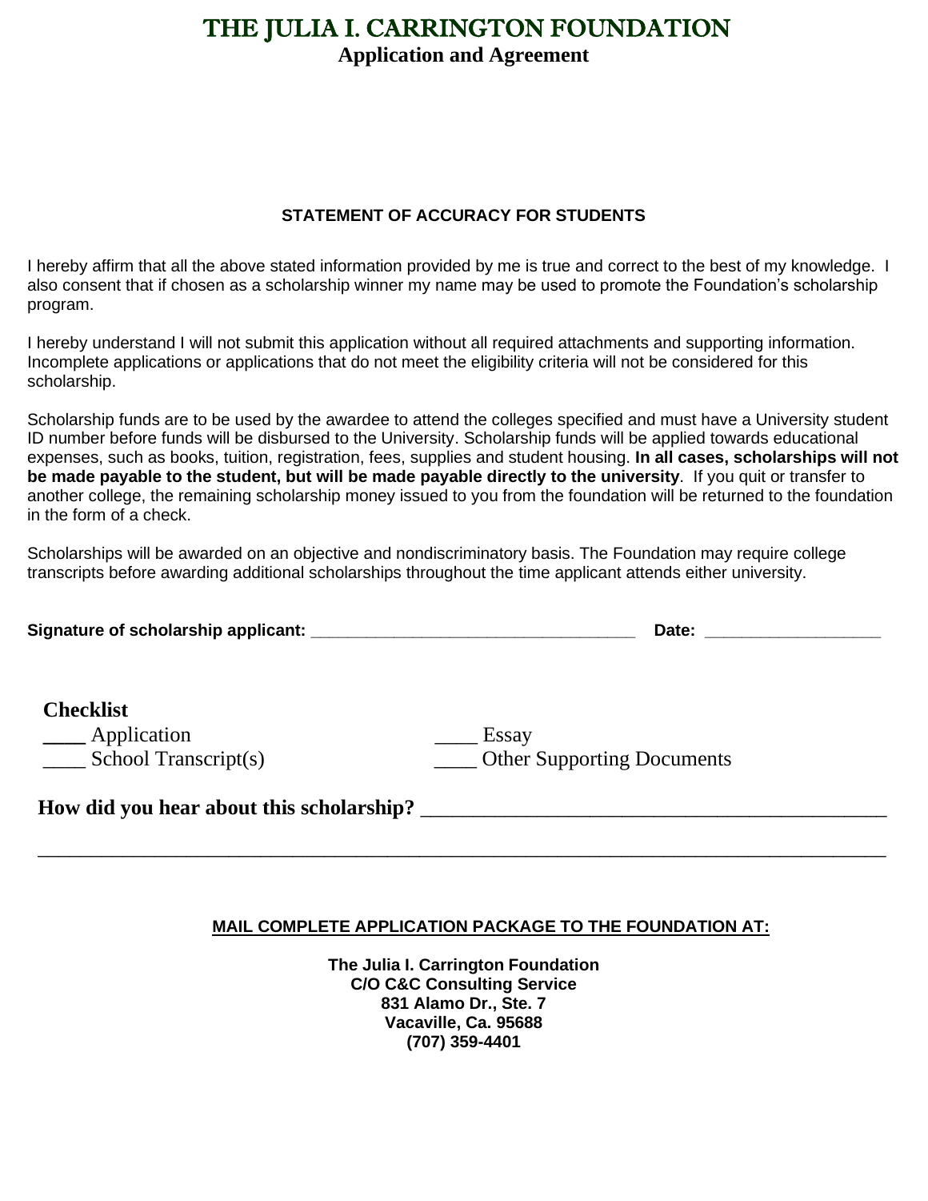# THE JULIA I. CARRINGTON FOUNDATION

**Application and Agreement**

### STATEMENT OF ACCURACY FOR STUDENTS

I hereby affirm that all the above stated information provided by me is true and correct to the best of my knowledge. I also consent that if chosen as a scholarship winner my name may be used to promote the Foundation's scholarship program.

I hereby understand I will not submit this application without all required attachments and supporting information. Incomplete applications or applications that do not meet the eligibility criteria will not be considered for this scholarship.

Scholarship funds are to be used by the awardee to attend the colleges specified and must have a University student ID number before funds will be disbursed to the University. Scholarship funds will be applied towards educational expenses, such as books, tuition, registration, fees, supplies and student housing. **In all cases, scholarships will not be made payable to the student, but will be made payable directly to the university**. If you quit or transfer to another college, the remaining scholarship money issued to you from the foundation will be returned to the foundation in the form of a check.

Scholarships will be awarded on an objective and nondiscriminatory basis. The Foundation may require college transcripts before awarding additional scholarships throughout the time applicant attends either university.

**Signature of scholarship applicant:** ___________________________________ **Date:** ___________________

**Checklist**

____ Application

____ School Transcript(s)

____ Essay

____ Other Supporting Documents

**How did you hear about this scholarship?** ____________________________________________

_____________________________________________________________________________

**MAIL COMPLETE APPLICATION PACKAGE TO THE FOUNDATION AT:**

**The Julia I. Carrington Foundation**
**C/O C&C Consulting Service**
**831 Alamo Dr., Ste. 7**
**Vacaville, Ca. 95688**
**(707) 359-4401**